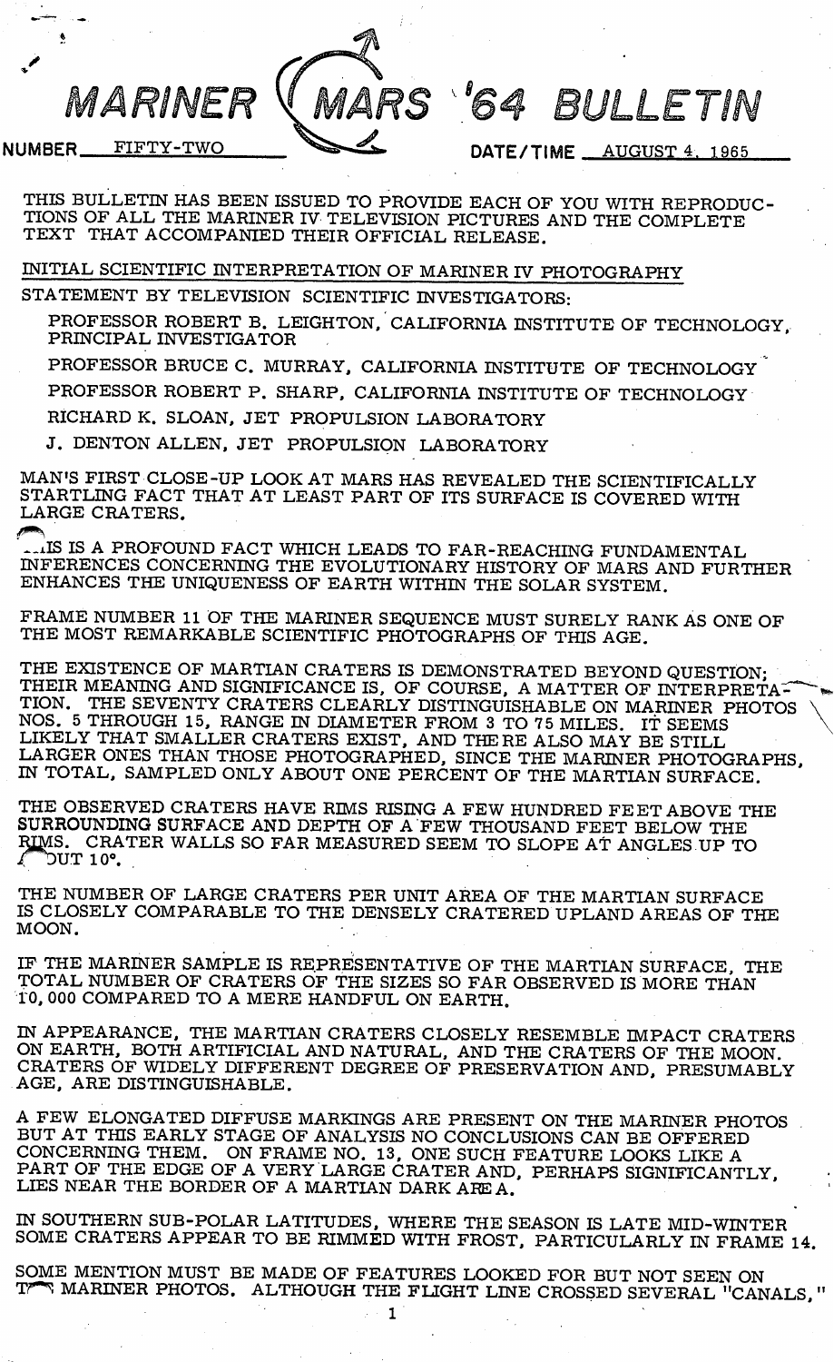# MARINER MARS '64 BULLETIN

NUMBER FIFTY-TWO DATE/TIME AUGUST 4, 1965

THIS BULLETIN HAS BEEN ISSUED TO PROVIDE EACH OF YOU WITH REPRODUCTIONS OF ALL THE MARINER IV TELEVISION PICTURES AND THE COMPLETE TEXT THAT ACCOMPANIED THEIR OFFICIAL RELEASE.

## INITIAL SCIENTIFIC INTERPRETATION OF MARINER IV PHOTOGRAPHY

STATEMENT BY TELEVISION SCIENTIFIC INVESTIGATORS:

PROFESSOR ROBERT B. LEIGHTON, CALIFORNIA INSTITUTE OF TECHNOLOGY, PRINCIPAL INVESTIGATOR

PROFESSOR BRUCE C. MURRAY, CALIFORNIA INSTITUTE OF TECHNOLOGY

PROFESSOR ROBERT P. SHARP, CALIFORNIA INSTITUTE OF TECHNOLOGY

RICHARD K. SLOAN, JET PROPULSION LABORATORY

J. DENTON ALLEN, JET PROPULSION LABORATORY

MAN'S FIRST CLOSE-UP LOOK AT MARS HAS REVEALED THE SCIENTIFICALLY STARTLING FACT THAT AT LEAST PART OF ITS SURFACE IS COVERED WITH LARGE CRATERS.

THIS IS A PROFOUND FACT WHICH LEADS TO FAR-REACHING FUNDAMENTAL INFERENCES CONCERNING THE EVOLUTIONARY HISTORY OF MARS AND FURTHER ENHANCES THE UNIQUENESS OF EARTH WITHIN THE SOLAR SYSTEM.

FRAME NUMBER 11 OF THE MARINER SEQUENCE MUST SURELY RANK AS ONE OF THE MOST REMARKABLE SCIENTIFIC PHOTOGRAPHS OF THIS AGE.

THE EXISTENCE OF MARTIAN CRATERS IS DEMONSTRATED BEYOND QUESTION; THEIR MEANING AND SIGNIFICANCE IS, OF COURSE, A MATTER OF INTERPRETATION. THE SEVENTY CRATERS CLEARLY DISTINGUISHABLE ON MARINER PHOTOS NOS. 5 THROUGH 15, RANGE IN DIAMETER FROM 3 TO 75 MILES. IT SEEMS LIKELY THAT SMALLER CRATERS EXIST, AND THERE ALSO MAY BE STILL LARGER ONES THAN THOSE PHOTOGRAPHED, SINCE THE MARINER PHOTOGRAPHS, IN TOTAL, SAMPLED ONLY ABOUT ONE PERCENT OF THE MARTIAN SURFACE.

THE OBSERVED CRATERS HAVE RIMS RISING A FEW HUNDRED FEET ABOVE THE SURROUNDING SURFACE AND DEPTH OF A FEW THOUSAND FEET BELOW THE RIMS. CRATER WALLS SO FAR MEASURED SEEM TO SLOPE AT ANGLES UP TO ABOUT 10°.

THE NUMBER OF LARGE CRATERS PER UNIT AREA OF THE MARTIAN SURFACE IS CLOSELY COMPARABLE TO THE DENSELY CRATERED UPLAND AREAS OF THE MOON.

IF THE MARINER SAMPLE IS REPRESENTATIVE OF THE MARTIAN SURFACE, THE TOTAL NUMBER OF CRATERS OF THE SIZES SO FAR OBSERVED IS MORE THAN 10,000 COMPARED TO A MERE HANDFUL ON EARTH.

IN APPEARANCE, THE MARTIAN CRATERS CLOSELY RESEMBLE IMPACT CRATERS ON EARTH, BOTH ARTIFICIAL AND NATURAL, AND THE CRATERS OF THE MOON. CRATERS OF WIDELY DIFFERENT DEGREE OF PRESERVATION AND, PRESUMABLY AGE, ARE DISTINGUISHABLE.

A FEW ELONGATED DIFFUSE MARKINGS ARE PRESENT ON THE MARINER PHOTOS BUT AT THIS EARLY STAGE OF ANALYSIS NO CONCLUSIONS CAN BE OFFERED CONCERNING THEM. ON FRAME NO. 13, ONE SUCH FEATURE LOOKS LIKE A PART OF THE EDGE OF A VERY LARGE CRATER AND, PERHAPS SIGNIFICANTLY, LIES NEAR THE BORDER OF A MARTIAN DARK AREA.

IN SOUTHERN SUB-POLAR LATITUDES, WHERE THE SEASON IS LATE MID-WINTER SOME CRATERS APPEAR TO BE RIMMED WITH FROST, PARTICULARLY IN FRAME 14.

SOME MENTION MUST BE MADE OF FEATURES LOOKED FOR BUT NOT SEEN ON THE MARINER PHOTOS. ALTHOUGH THE FLIGHT LINE CROSSED SEVERAL "CANALS,"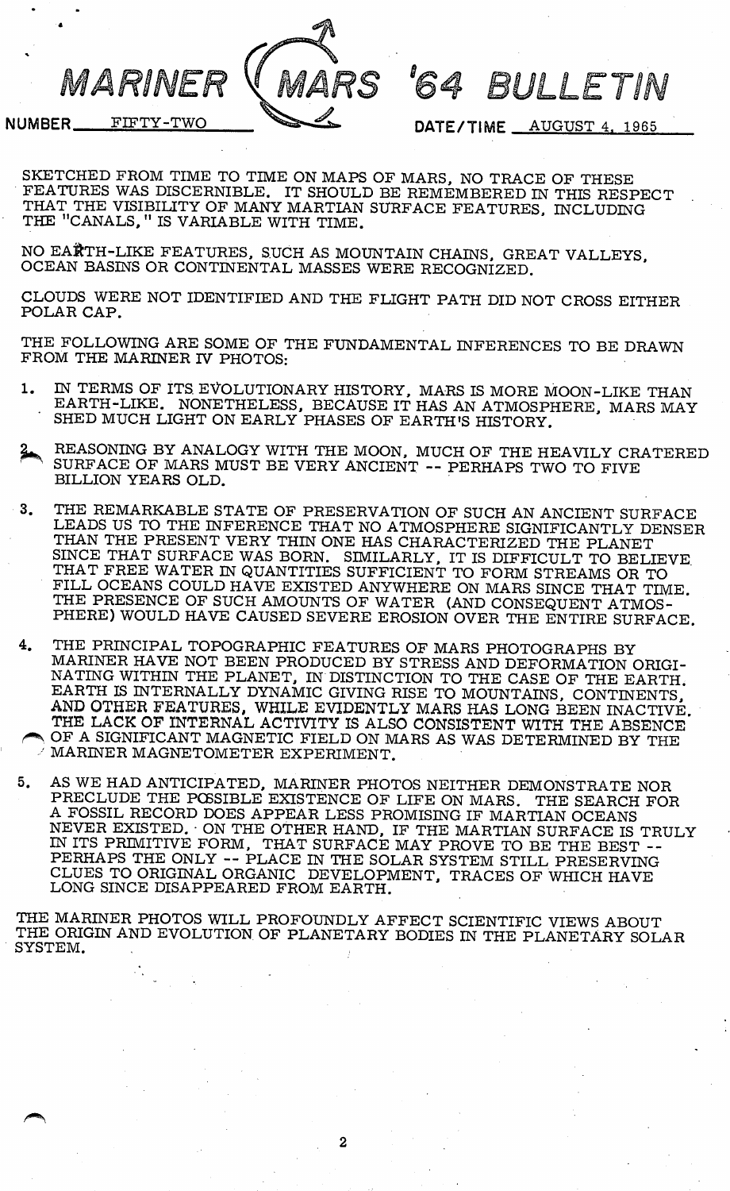SKETCHED FROM TIME TO TIME ON MAPS OF MARS, NO TRACE OF THESE FEATURES WAS DISCERNIBLE. IT SHOULD BE REMEMBERED IN THIS RESPECT THAT THE VISIBILITY OF MANY MARTIAN SURFACE FEATURES, INCLUDING THE "CANALS," IS VARIABLE WITH TIME.

NO EARTH-LIKE FEATURES, SUCH AS MOUNTAIN CHAINS, GREAT VALLEYS, OCEAN BASINS OR CONTINENTAL MASSES WERE RECOGNIZED.

CLOUDS WERE NOT IDENTIFIED AND THE FLIGHT PATH DID NOT CROSS EITHER POLAR CAP.

THE FOLLOWING ARE SOME OF THE FUNDAMENTAL INFERENCES TO BE DRAWN FROM THE MARINER IV PHOTOS:

1. IN TERMS OF ITS EVOLUTIONARY HISTORY, MARS IS MORE MOON-LIKE THAN EARTH-LIKE. NONETHELESS, BECAUSE IT HAS AN ATMOSPHERE, MARS MAY SHED MUCH LIGHT ON EARLY PHASES OF EARTH'S HISTORY.

2. REASONING BY ANALOGY WITH THE MOON, MUCH OF THE HEAVILY CRATERED SURFACE OF MARS MUST BE VERY ANCIENT -- PERHAPS TWO TO FIVE BILLION YEARS OLD.

3. THE REMARKABLE STATE OF PRESERVATION OF SUCH AN ANCIENT SURFACE LEADS US TO THE INFERENCE THAT NO ATMOSPHERE SIGNIFICANTLY DENSER THAN THE PRESENT VERY THIN ONE HAS CHARACTERIZED THE PLANET SINCE THAT SURFACE WAS BORN. SIMILARLY, IT IS DIFFICULT TO BELIEVE THAT FREE WATER IN QUANTITIES SUFFICIENT TO FORM STREAMS OR TO FILL OCEANS COULD HAVE EXISTED ANYWHERE ON MARS SINCE THAT TIME. THE PRESENCE OF SUCH AMOUNTS OF WATER (AND CONSEQUENT ATMOSPHERE) WOULD HAVE CAUSED SEVERE EROSION OVER THE ENTIRE SURFACE.

4. THE PRINCIPAL TOPOGRAPHIC FEATURES OF MARS PHOTOGRAPHS BY MARINER HAVE NOT BEEN PRODUCED BY STRESS AND DEFORMATION ORIGINATING WITHIN THE PLANET, IN DISTINCTION TO THE CASE OF THE EARTH. EARTH IS INTERNALLY DYNAMIC GIVING RISE TO MOUNTAINS, CONTINENTS, AND OTHER FEATURES, WHILE EVIDENTLY MARS HAS LONG BEEN INACTIVE. THE LACK OF INTERNAL ACTIVITY IS ALSO CONSISTENT WITH THE ABSENCE OF A SIGNIFICANT MAGNETIC FIELD ON MARS AS WAS DETERMINED BY THE MARINER MAGNETOMETER EXPERIMENT.

5. AS WE HAD ANTICIPATED, MARINER PHOTOS NEITHER DEMONSTRATE NOR PRECLUDE THE POSSIBLE EXISTENCE OF LIFE ON MARS. THE SEARCH FOR A FOSSIL RECORD DOES APPEAR LESS PROMISING IF MARTIAN OCEANS NEVER EXISTED. ON THE OTHER HAND, IF THE MARTIAN SURFACE IS TRULY IN ITS PRIMITIVE FORM, THAT SURFACE MAY PROVE TO BE THE BEST -- PERHAPS THE ONLY -- PLACE IN THE SOLAR SYSTEM STILL PRESERVING CLUES TO ORIGINAL ORGANIC DEVELOPMENT, TRACES OF WHICH HAVE LONG SINCE DISAPPEARED FROM EARTH.

THE MARINER PHOTOS WILL PROFOUNDLY AFFECT SCIENTIFIC VIEWS ABOUT THE ORIGIN AND EVOLUTION OF PLANETARY BODIES IN THE PLANETARY SOLAR SYSTEM.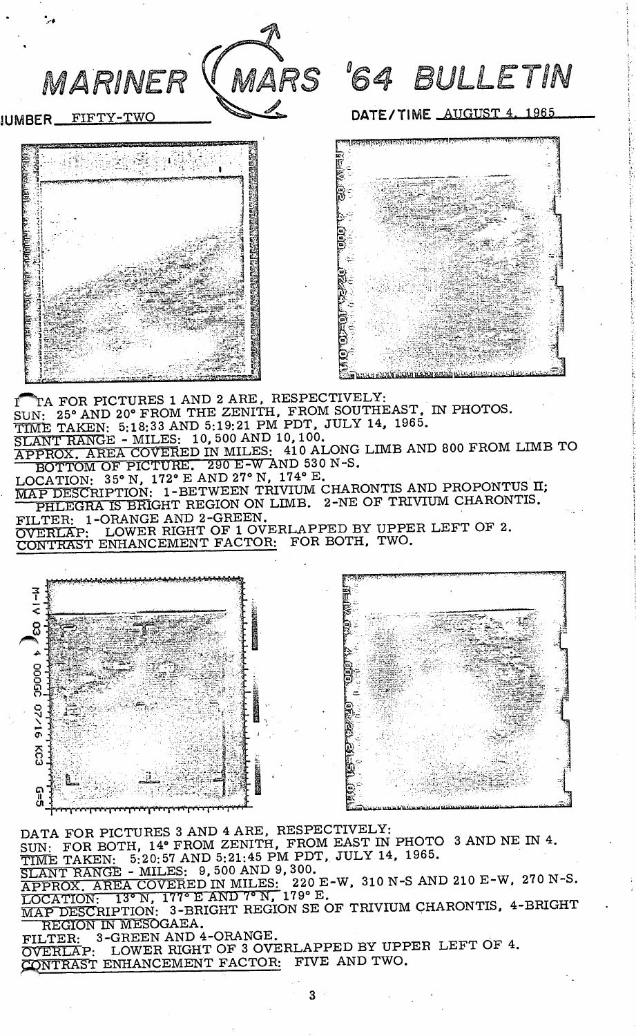# MARINER MARS '64 BULLETIN

NUMBER FIFTY-TWO

DATE/TIME AUGUST 4, 1965

DATA FOR PICTURES 1 AND 2 ARE, RESPECTIVELY:

SUN: 25° AND 20° FROM THE ZENITH, FROM SOUTHEAST, IN PHOTOS.

TIME TAKEN: 5:18:33 AND 5:19:21 PM PDT, JULY 14, 1965.

SLANT RANGE - MILES: 10,500 AND 10,100.

APPROX. AREA COVERED IN MILES: 410 ALONG LIMB AND 800 FROM LIMB TO BOTTOM OF PICTURE. 290 E-W AND 530 N-S.

LOCATION: 35° N, 172° E AND 27° N, 174° E.

MAP DESCRIPTION: 1-BETWEEN TRIVIUM CHARONTIS AND PROPONTUS II; PHLEGRA IS BRIGHT REGION ON LIMB. 2-NE OF TRIVIUM CHARONTIS.

FILTER: 1-ORANGE AND 2-GREEN.

OVERLAP: LOWER RIGHT OF 1 OVERLAPPED BY UPPER LEFT OF 2.

CONTRAST ENHANCEMENT FACTOR: FOR BOTH, TWO.

DATA FOR PICTURES 3 AND 4 ARE, RESPECTIVELY:

SUN: FOR BOTH, 14° FROM ZENITH, FROM EAST IN PHOTO 3 AND NE IN 4.

TIME TAKEN: 5:20:57 AND 5:21:45 PM PDT, JULY 14, 1965.

SLANT RANGE - MILES: 9,500 AND 9,300.

APPROX. AREA COVERED IN MILES: 220 E-W, 310 N-S AND 210 E-W, 270 N-S.

LOCATION: 13° N, 177° E AND 7° N, 179° E.

MAP DESCRIPTION: 3-BRIGHT REGION SE OF TRIVIUM CHARONTIS, 4-BRIGHT REGION IN MESOGAEA.

FILTER: 3-GREEN AND 4-ORANGE.

OVERLAP: LOWER RIGHT OF 3 OVERLAPPED BY UPPER LEFT OF 4.

CONTRAST ENHANCEMENT FACTOR: FIVE AND TWO.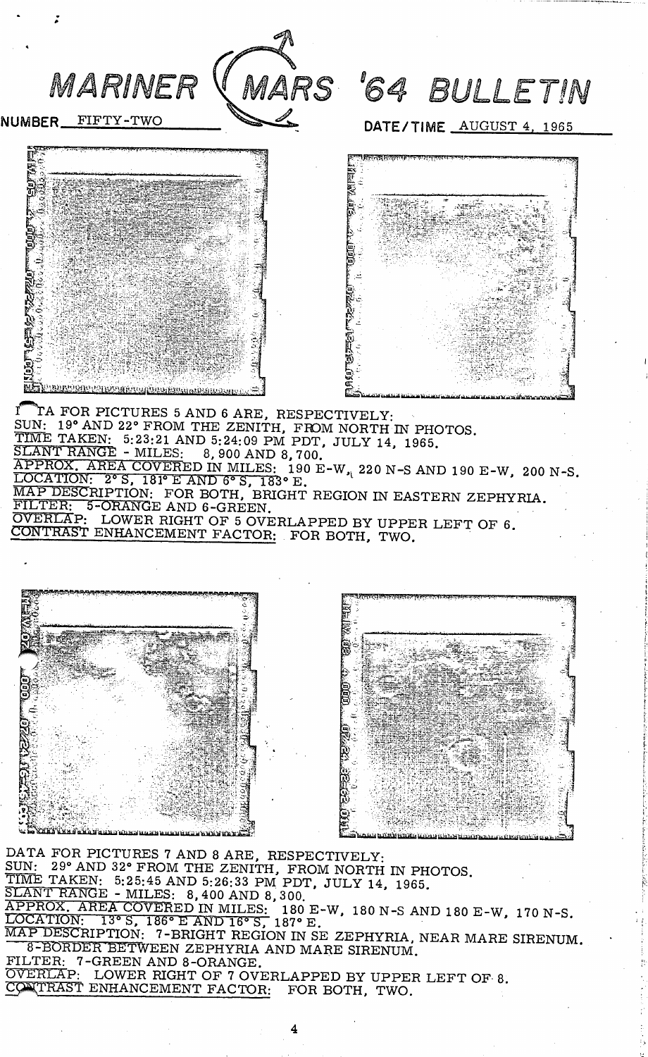# MARINER MARS '64 BULLETIN

NUMBER FIFTY-TWO

DATE/TIME AUGUST 4, 1965

DATA FOR PICTURES 5 AND 6 ARE, RESPECTIVELY:
SUN: 19° AND 22° FROM THE ZENITH, FROM NORTH IN PHOTOS.
TIME TAKEN: 5:23:21 AND 5:24:09 PM PDT, JULY 14, 1965.
SLANT RANGE - MILES: 8,900 AND 8,700.
APPROX. AREA COVERED IN MILES: 190 E-W, 220 N-S AND 190 E-W, 200 N-S.
LOCATION: 2° S, 181° E AND 6° S, 183° E.
MAP DESCRIPTION: FOR BOTH, BRIGHT REGION IN EASTERN ZEPHYRIA.
FILTER: 5-ORANGE AND 6-GREEN.
OVERLAP: LOWER RIGHT OF 5 OVERLAPPED BY UPPER LEFT OF 6.
CONTRAST ENHANCEMENT FACTOR: FOR BOTH, TWO.

DATA FOR PICTURES 7 AND 8 ARE, RESPECTIVELY:
SUN: 29° AND 32° FROM THE ZENITH, FROM NORTH IN PHOTOS.
TIME TAKEN: 5:25:45 AND 5:26:33 PM PDT, JULY 14, 1965.
SLANT RANGE - MILES: 8,400 AND 8,300.
APPROX. AREA COVERED IN MILES: 180 E-W, 180 N-S AND 180 E-W, 170 N-S.
LOCATION: 13° S, 186° E AND 16° S, 187° E.
MAP DESCRIPTION: 7-BRIGHT REGION IN SE ZEPHYRIA, NEAR MARE SIRENUM.
8-BORDER BETWEEN ZEPHYRIA AND MARE SIRENUM.
FILTER: 7-GREEN AND 8-ORANGE.
OVERLAP: LOWER RIGHT OF 7 OVERLAPPED BY UPPER LEFT OF 8.
CONTRAST ENHANCEMENT FACTOR: FOR BOTH, TWO.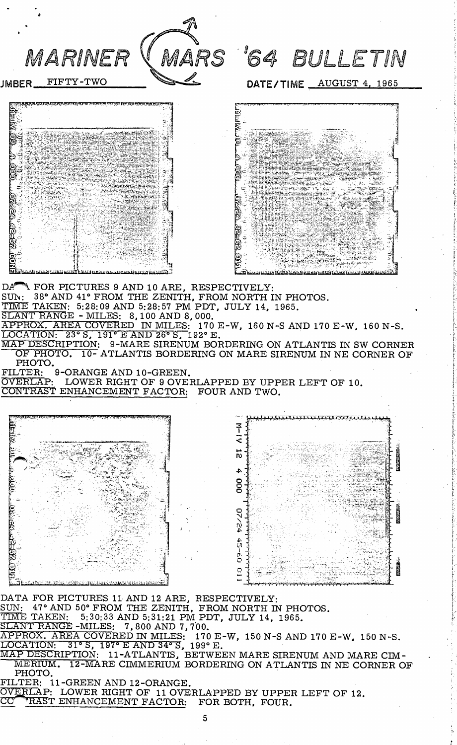# MARINER MARS '64 BULLETIN

NUMBER FIFTY-TWO

DATE/TIME AUGUST 4, 1965

DATA FOR PICTURES 9 AND 10 ARE, RESPECTIVELY:

SUN: 38° AND 41° FROM THE ZENITH, FROM NORTH IN PHOTOS.

TIME TAKEN: 5:28:09 AND 5:28:57 PM PDT, JULY 14, 1965.

SLANT RANGE - MILES: 8,100 AND 8,000.

APPROX. AREA COVERED IN MILES: 170 E-W, 160 N-S AND 170 E-W, 160 N-S.

LOCATION: 23° S, 191° E AND 26° S, 192° E.

MAP DESCRIPTION: 9-MARE SIRENUM BORDERING ON ATLANTIS IN SW CORNER OF PHOTO. 10- ATLANTIS BORDERING ON MARE SIRENUM IN NE CORNER OF PHOTO.

FILTER: 9-ORANGE AND 10-GREEN.

OVERLAP: LOWER RIGHT OF 9 OVERLAPPED BY UPPER LEFT OF 10.

CONTRAST ENHANCEMENT FACTOR: FOUR AND TWO.

DATA FOR PICTURES 11 AND 12 ARE, RESPECTIVELY:

SUN: 47° AND 50° FROM THE ZENITH, FROM NORTH IN PHOTOS.

TIME TAKEN: 5:30:33 AND 5:31:21 PM PDT, JULY 14, 1965.

SLANT RANGE -MILES: 7,800 AND 7,700.

APPROX. AREA COVERED IN MILES: 170 E-W, 150 N-S AND 170 E-W, 150 N-S.

LOCATION: 31° S, 197° E AND 34° S, 199° E.

MAP DESCRIPTION: 11-ATLANTIS, BETWEEN MARE SIRENUM AND MARE CIMMERIUM. 12-MARE CIMMERIUM BORDERING ON ATLANTIS IN NE CORNER OF PHOTO.

FILTER: 11-GREEN AND 12-ORANGE.

OVERLAP: LOWER RIGHT OF 11 OVERLAPPED BY UPPER LEFT OF 12.

CONTRAST ENHANCEMENT FACTOR: FOR BOTH, FOUR.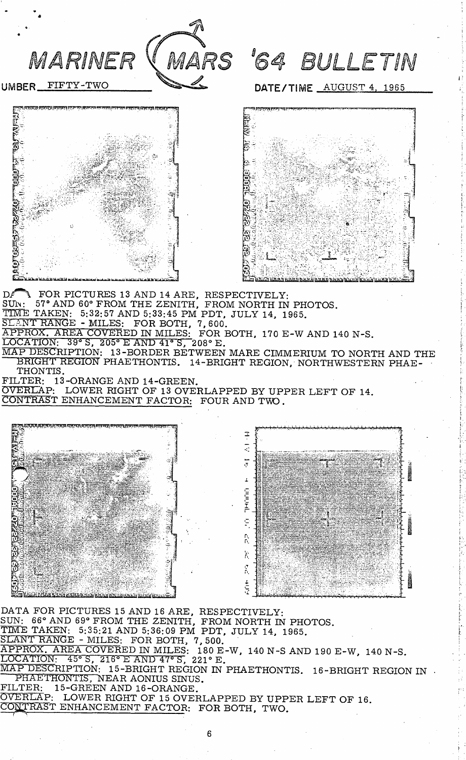# MARINER MARS '64 BULLETIN

UMBER FIFTY-TWO

DATE/TIME AUGUST 4, 1965

DATA FOR PICTURES 13 AND 14 ARE, RESPECTIVELY:
SUN: 57° AND 60° FROM THE ZENITH, FROM NORTH IN PHOTOS.
TIME TAKEN: 5:32:57 AND 5:33:45 PM PDT, JULY 14, 1965.
SLANT RANGE - MILES: FOR BOTH, 7,600.
APPROX. AREA COVERED IN MILES: FOR BOTH, 170 E-W AND 140 N-S.
LOCATION: 39° S, 205° E AND 41° S, 208° E.
MAP DESCRIPTION: 13-BORDER BETWEEN MARE CIMMERIUM TO NORTH AND THE BRIGHT REGION PHAETHONTIS. 14-BRIGHT REGION, NORTHWESTERN PHAETHONTIS.
FILTER: 13-ORANGE AND 14-GREEN.
OVERLAP: LOWER RIGHT OF 13 OVERLAPPED BY UPPER LEFT OF 14.
CONTRAST ENHANCEMENT FACTOR: FOUR AND TWO.

DATA FOR PICTURES 15 AND 16 ARE, RESPECTIVELY:
SUN: 66° AND 69° FROM THE ZENITH, FROM NORTH IN PHOTOS.
TIME TAKEN: 5:35:21 AND 5:36:09 PM PDT, JULY 14, 1965.
SLANT RANGE - MILES: FOR BOTH, 7,500.
APPROX. AREA COVERED IN MILES: 180 E-W, 140 N-S AND 190 E-W, 140 N-S.
LOCATION: 45° S, 216° E AND 47° S, 221° E.
MAP DESCRIPTION: 15-BRIGHT REGION IN PHAETHONTIS. 16-BRIGHT REGION IN PHAETHONTIS, NEAR AONIUS SINUS.
FILTER: 15-GREEN AND 16-ORANGE.
OVERLAP: LOWER RIGHT OF 15 OVERLAPPED BY UPPER LEFT OF 16.
CONTRAST ENHANCEMENT FACTOR: FOR BOTH, TWO.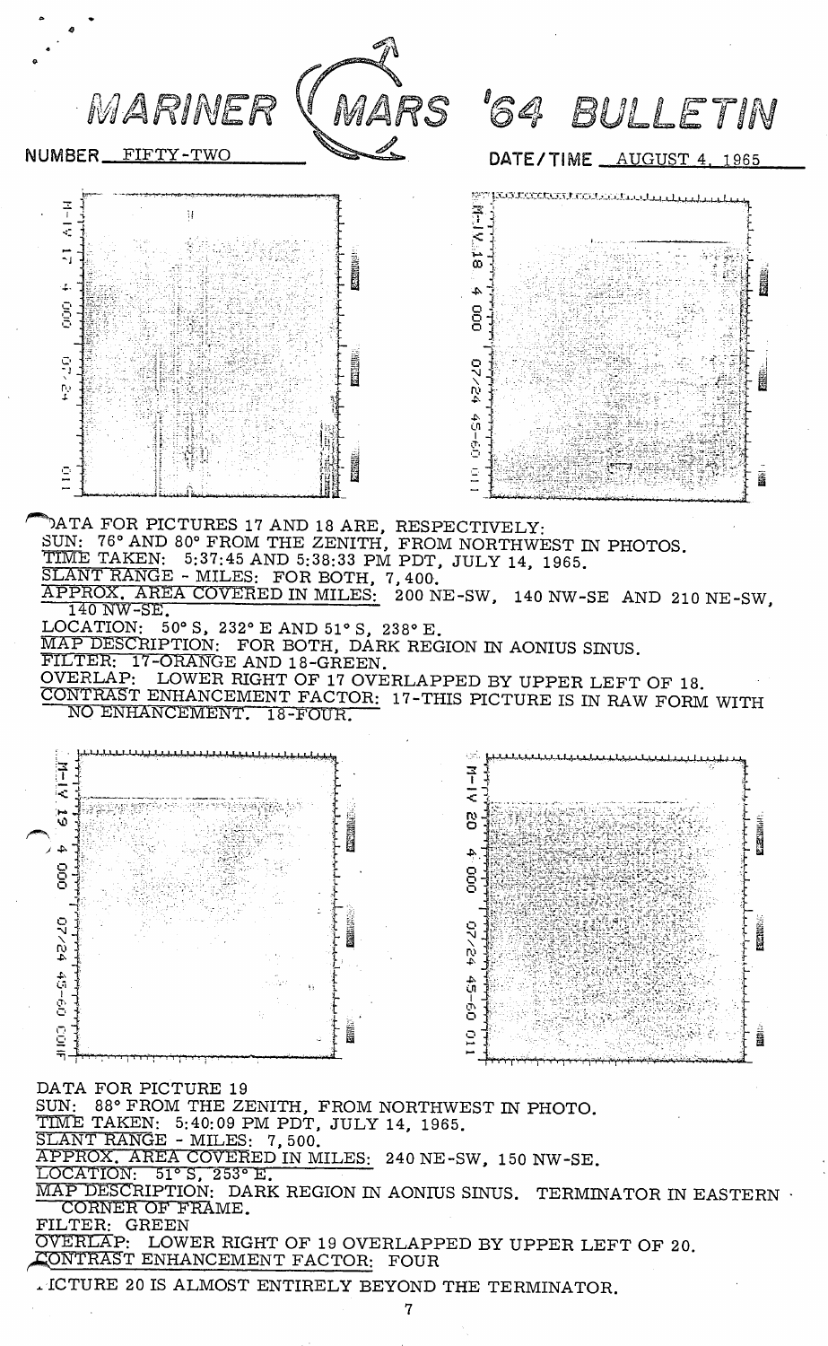# MARINER MARS '64 BULLETIN

NUMBER FIFTY-TWO

DATE/TIME AUGUST 4, 1965

DATA FOR PICTURES 17 AND 18 ARE, RESPECTIVELY:

SUN: 76° AND 80° FROM THE ZENITH, FROM NORTHWEST IN PHOTOS.

TIME TAKEN: 5:37:45 AND 5:38:33 PM PDT, JULY 14, 1965.

SLANT RANGE - MILES: FOR BOTH, 7,400.

APPROX. AREA COVERED IN MILES: 200 NE-SW, 140 NW-SE AND 210 NE-SW, 140 NW-SE.

LOCATION: 50° S, 232° E AND 51° S, 238° E.

MAP DESCRIPTION: FOR BOTH, DARK REGION IN AONIUS SINUS.

FILTER: 17-ORANGE AND 18-GREEN.

OVERLAP: LOWER RIGHT OF 17 OVERLAPPED BY UPPER LEFT OF 18.

CONTRAST ENHANCEMENT FACTOR: 17-THIS PICTURE IS IN RAW FORM WITH NO ENHANCEMENT. 18-FOUR.

DATA FOR PICTURE 19

SUN: 88° FROM THE ZENITH, FROM NORTHWEST IN PHOTO.

TIME TAKEN: 5:40:09 PM PDT, JULY 14, 1965.

SLANT RANGE - MILES: 7,500.

APPROX. AREA COVERED IN MILES: 240 NE-SW, 150 NW-SE.

LOCATION: 51° S, 253° E.

MAP DESCRIPTION: DARK REGION IN AONIUS SINUS. TERMINATOR IN EASTERN CORNER OF FRAME.

FILTER: GREEN

OVERLAP: LOWER RIGHT OF 19 OVERLAPPED BY UPPER LEFT OF 20.

CONTRAST ENHANCEMENT FACTOR: FOUR

PICTURE 20 IS ALMOST ENTIRELY BEYOND THE TERMINATOR.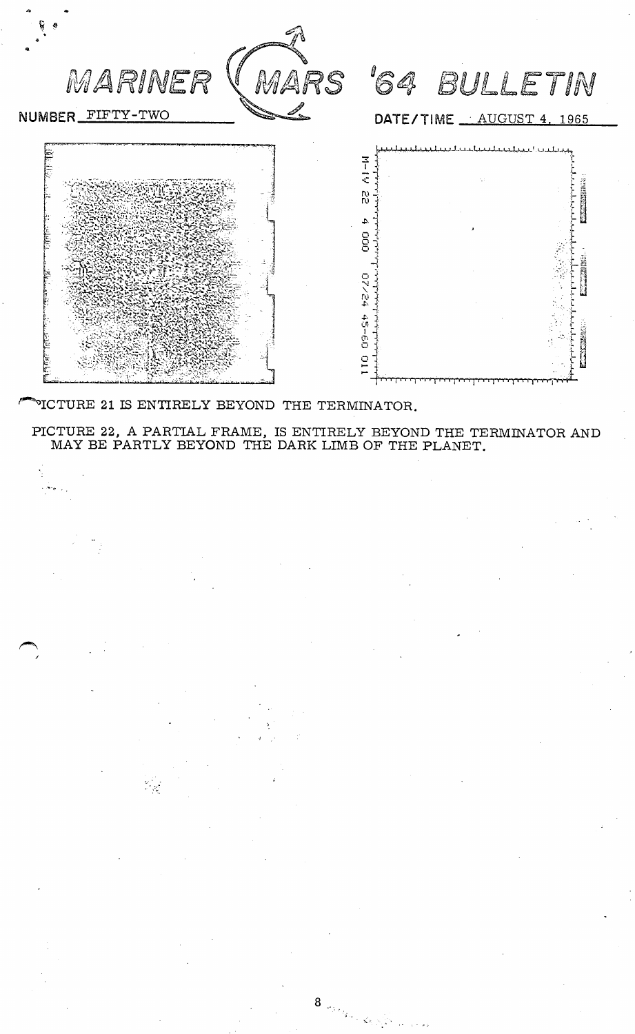# MARINER MARS '64 BULLETIN

NUMBER FIFTY-TWO

DATE/TIME AUGUST 4, 1965

M-IV 22 4 000 07/24 45-60 011

PICTURE 21 IS ENTIRELY BEYOND THE TERMINATOR.

PICTURE 22, A PARTIAL FRAME, IS ENTIRELY BEYOND THE TERMINATOR AND MAY BE PARTLY BEYOND THE DARK LIMB OF THE PLANET.